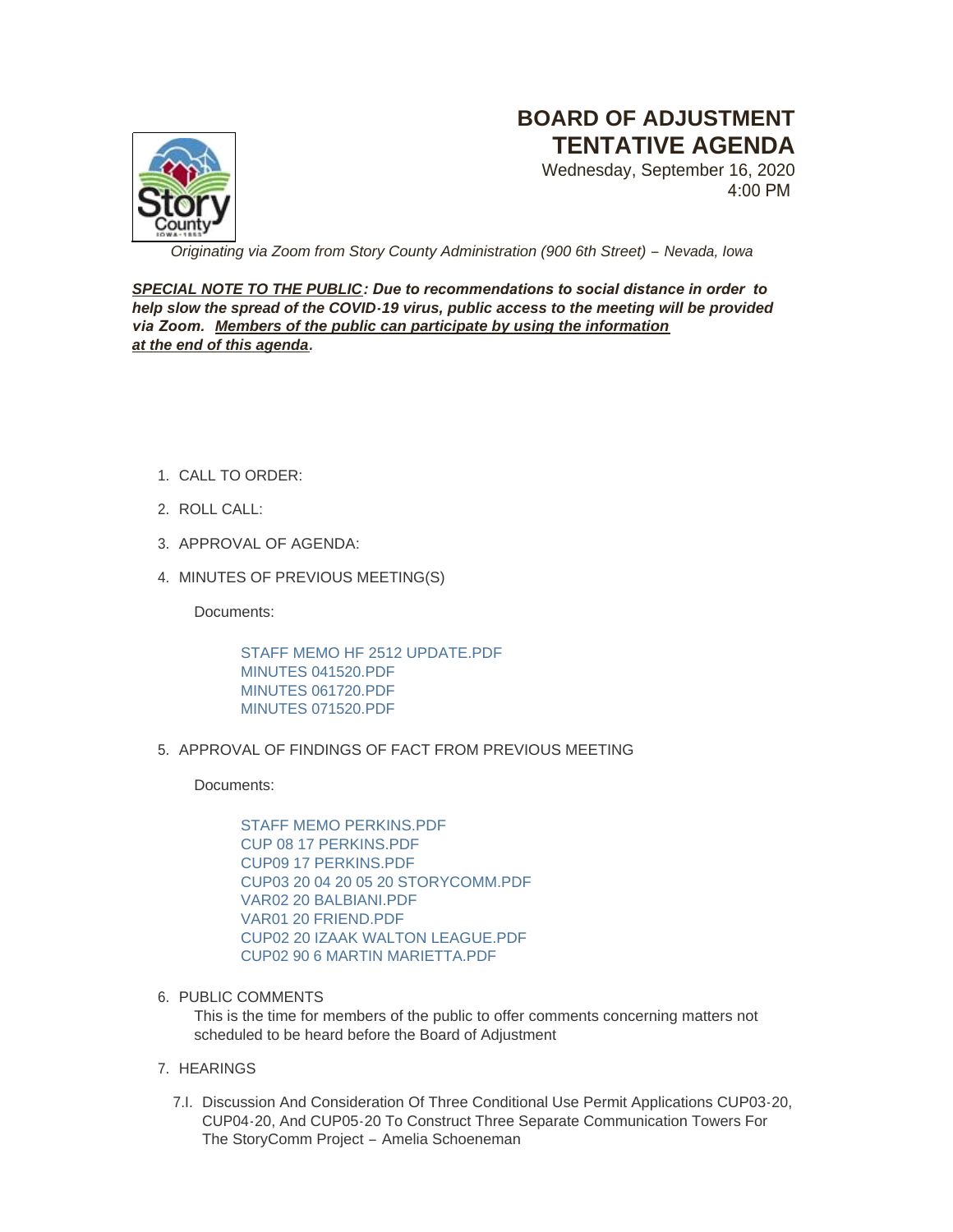# BOARD OF ADJUSTMENT TENTATIVE AGENDA

Wednesday, September 16, 2020
4:00 PM

*Originating via Zoom from Story County Administration (900 6th Street) – Nevada, Iowa*

***SPECIAL NOTE TO THE PUBLIC**: Due to recommendations to social distance in order to help slow the spread of the COVID-19 virus, public access to the meeting will be provided via Zoom. **Members of the public can participate by using the information at the end of this agenda**.*

1. CALL TO ORDER:
2. ROLL CALL:
3. APPROVAL OF AGENDA:
4. MINUTES OF PREVIOUS MEETING(S)

   Documents:

   STAFF MEMO HF 2512 UPDATE.PDF
   MINUTES 041520.PDF
   MINUTES 061720.PDF
   MINUTES 071520.PDF

5. APPROVAL OF FINDINGS OF FACT FROM PREVIOUS MEETING

   Documents:

   STAFF MEMO PERKINS.PDF
   CUP 08 17 PERKINS.PDF
   CUP09 17 PERKINS.PDF
   CUP03 20 04 20 05 20 STORYCOMM.PDF
   VAR02 20 BALBIANI.PDF
   VAR01 20 FRIEND.PDF
   CUP02 20 IZAAK WALTON LEAGUE.PDF
   CUP02 90 6 MARTIN MARIETTA.PDF

6. PUBLIC COMMENTS

   This is the time for members of the public to offer comments concerning matters not scheduled to be heard before the Board of Adjustment

7. HEARINGS

   7.I. Discussion And Consideration Of Three Conditional Use Permit Applications CUP03-20, CUP04-20, And CUP05-20 To Construct Three Separate Communication Towers For The StoryComm Project – Amelia Schoeneman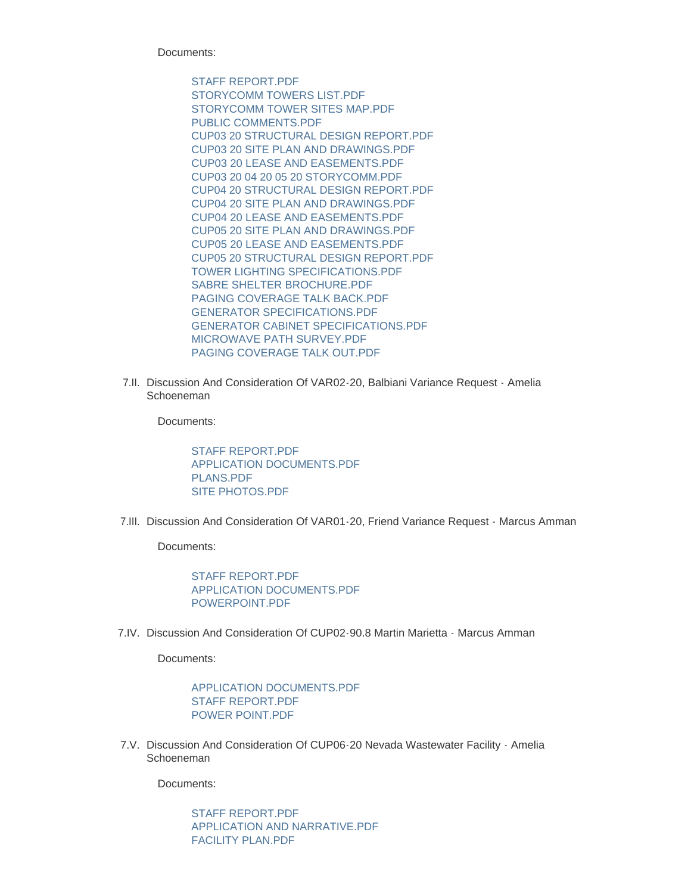Documents:

- STAFF REPORT.PDF
- STORYCOMM TOWERS LIST.PDF
- STORYCOMM TOWER SITES MAP.PDF
- PUBLIC COMMENTS.PDF
- CUP03 20 STRUCTURAL DESIGN REPORT.PDF
- CUP03 20 SITE PLAN AND DRAWINGS.PDF
- CUP03 20 LEASE AND EASEMENTS.PDF
- CUP03 20 04 20 05 20 STORYCOMM.PDF
- CUP04 20 STRUCTURAL DESIGN REPORT.PDF
- CUP04 20 SITE PLAN AND DRAWINGS.PDF
- CUP04 20 LEASE AND EASEMENTS.PDF
- CUP05 20 SITE PLAN AND DRAWINGS.PDF
- CUP05 20 LEASE AND EASEMENTS.PDF
- CUP05 20 STRUCTURAL DESIGN REPORT.PDF
- TOWER LIGHTING SPECIFICATIONS.PDF
- SABRE SHELTER BROCHURE.PDF
- PAGING COVERAGE TALK BACK.PDF
- GENERATOR SPECIFICATIONS.PDF
- GENERATOR CABINET SPECIFICATIONS.PDF
- MICROWAVE PATH SURVEY.PDF
- PAGING COVERAGE TALK OUT.PDF

7.II. Discussion And Consideration Of VAR02-20, Balbiani Variance Request - Amelia Schoeneman

Documents:

- STAFF REPORT.PDF
- APPLICATION DOCUMENTS.PDF
- PLANS.PDF
- SITE PHOTOS.PDF

7.III. Discussion And Consideration Of VAR01-20, Friend Variance Request - Marcus Amman

Documents:

- STAFF REPORT.PDF
- APPLICATION DOCUMENTS.PDF
- POWERPOINT.PDF

7.IV. Discussion And Consideration Of CUP02-90.8 Martin Marietta - Marcus Amman

Documents:

- APPLICATION DOCUMENTS.PDF
- STAFF REPORT.PDF
- POWER POINT.PDF

7.V. Discussion And Consideration Of CUP06-20 Nevada Wastewater Facility - Amelia Schoeneman

Documents:

- STAFF REPORT.PDF
- APPLICATION AND NARRATIVE.PDF
- FACILITY PLAN.PDF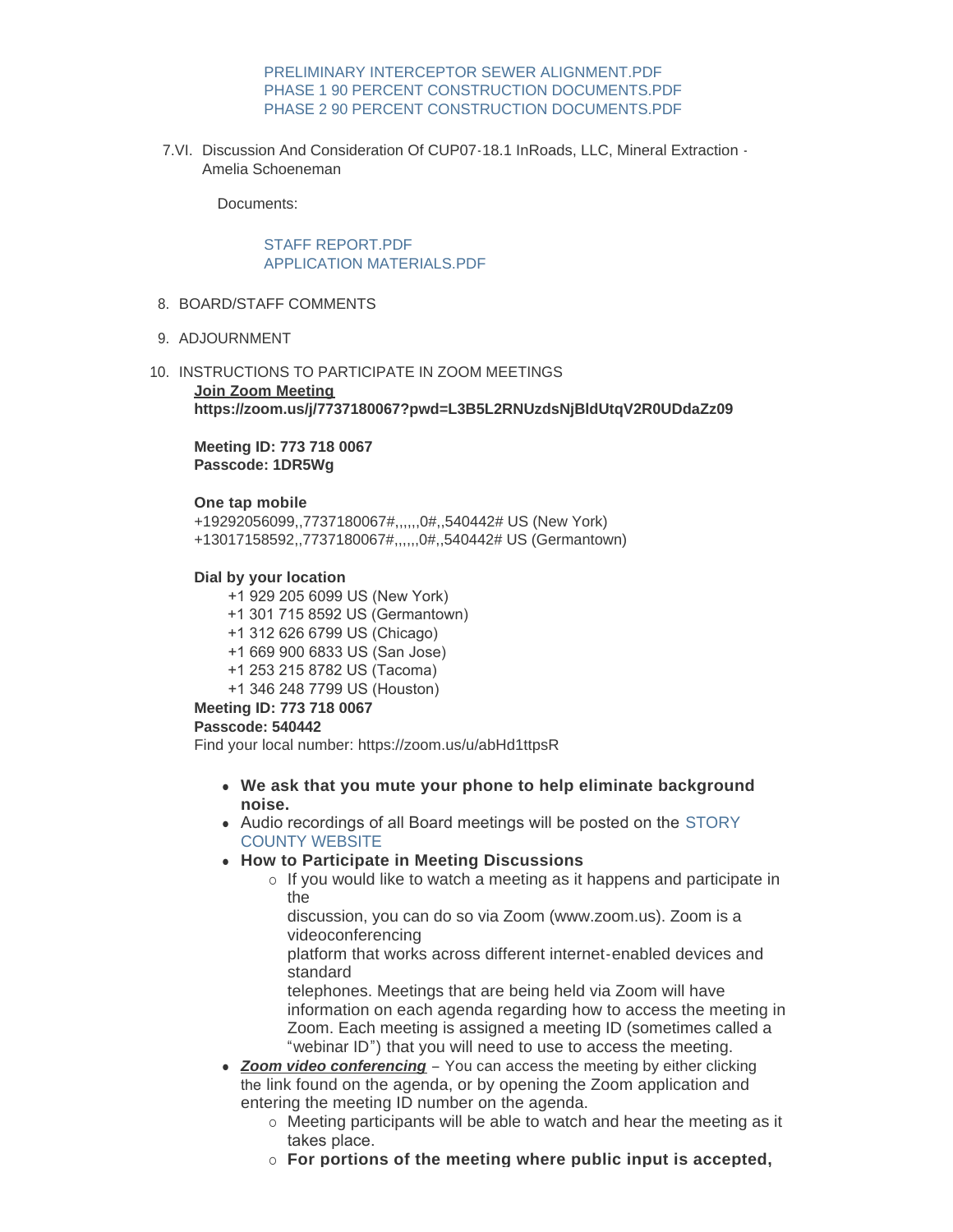PRELIMINARY INTERCEPTOR SEWER ALIGNMENT.PDF
PHASE 1 90 PERCENT CONSTRUCTION DOCUMENTS.PDF
PHASE 2 90 PERCENT CONSTRUCTION DOCUMENTS.PDF

7.VI. Discussion And Consideration Of CUP07-18.1 InRoads, LLC, Mineral Extraction - Amelia Schoeneman

Documents:

STAFF REPORT.PDF
APPLICATION MATERIALS.PDF

8. BOARD/STAFF COMMENTS

9. ADJOURNMENT

10. INSTRUCTIONS TO PARTICIPATE IN ZOOM MEETINGS

**Join Zoom Meeting**
**https://zoom.us/j/7737180067?pwd=L3B5L2RNUzdsNjBldUtqV2R0UDdaZz09**

**Meeting ID: 773 718 0067**
**Passcode: 1DR5Wg**

**One tap mobile**
+19292056099,,7737180067#,,,,,,0#,,540442# US (New York)
+13017158592,,7737180067#,,,,,,0#,,540442# US (Germantown)

**Dial by your location**
+1 929 205 6099 US (New York)
+1 301 715 8592 US (Germantown)
+1 312 626 6799 US (Chicago)
+1 669 900 6833 US (San Jose)
+1 253 215 8782 US (Tacoma)
+1 346 248 7799 US (Houston)
**Meeting ID: 773 718 0067**
**Passcode: 540442**
Find your local number: https://zoom.us/u/abHd1ttpsR

- **We ask that you mute your phone to help eliminate background noise.**
- Audio recordings of all Board meetings will be posted on the STORY COUNTY WEBSITE
- **How to Participate in Meeting Discussions**
  - If you would like to watch a meeting as it happens and participate in the discussion, you can do so via Zoom (www.zoom.us). Zoom is a videoconferencing platform that works across different internet-enabled devices and standard telephones. Meetings that are being held via Zoom will have information on each agenda regarding how to access the meeting in Zoom. Each meeting is assigned a meeting ID (sometimes called a "webinar ID") that you will need to use to access the meeting.
- ***Zoom video conferencing*** – You can access the meeting by either clicking the link found on the agenda, or by opening the Zoom application and entering the meeting ID number on the agenda.
  - Meeting participants will be able to watch and hear the meeting as it takes place.
  - **For portions of the meeting where public input is accepted,**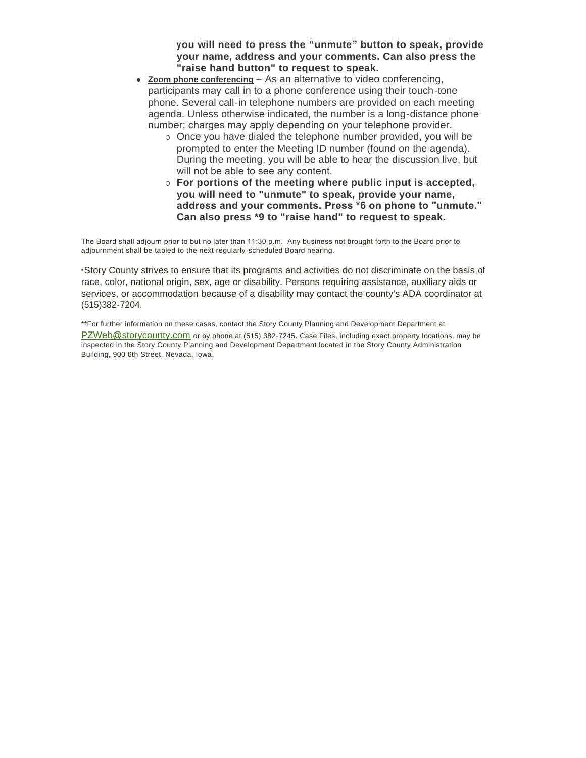**you will need to press the "unmute" button to speak, provide your name, address and your comments. Can also press the "raise hand button" to request to speak.**

- **Zoom phone conferencing** – As an alternative to video conferencing, participants may call in to a phone conference using their touch-tone phone. Several call-in telephone numbers are provided on each meeting agenda. Unless otherwise indicated, the number is a long-distance phone number; charges may apply depending on your telephone provider.
    - Once you have dialed the telephone number provided, you will be prompted to enter the Meeting ID number (found on the agenda). During the meeting, you will be able to hear the discussion live, but will not be able to see any content.
    - **For portions of the meeting where public input is accepted, you will need to "unmute" to speak, provide your name, address and your comments. Press *6 on phone to "unmute." Can also press *9 to "raise hand" to request to speak.**

The Board shall adjourn prior to but no later than 11:30 p.m. Any business not brought forth to the Board prior to adjournment shall be tabled to the next regularly-scheduled Board hearing.

*Story County strives to ensure that its programs and activities do not discriminate on the basis of race, color, national origin, sex, age or disability. Persons requiring assistance, auxiliary aids or services, or accommodation because of a disability may contact the county's ADA coordinator at (515)382-7204.

**For further information on these cases, contact the Story County Planning and Development Department at PZWeb@storycounty.com or by phone at (515) 382-7245. Case Files, including exact property locations, may be inspected in the Story County Planning and Development Department located in the Story County Administration Building, 900 6th Street, Nevada, Iowa.